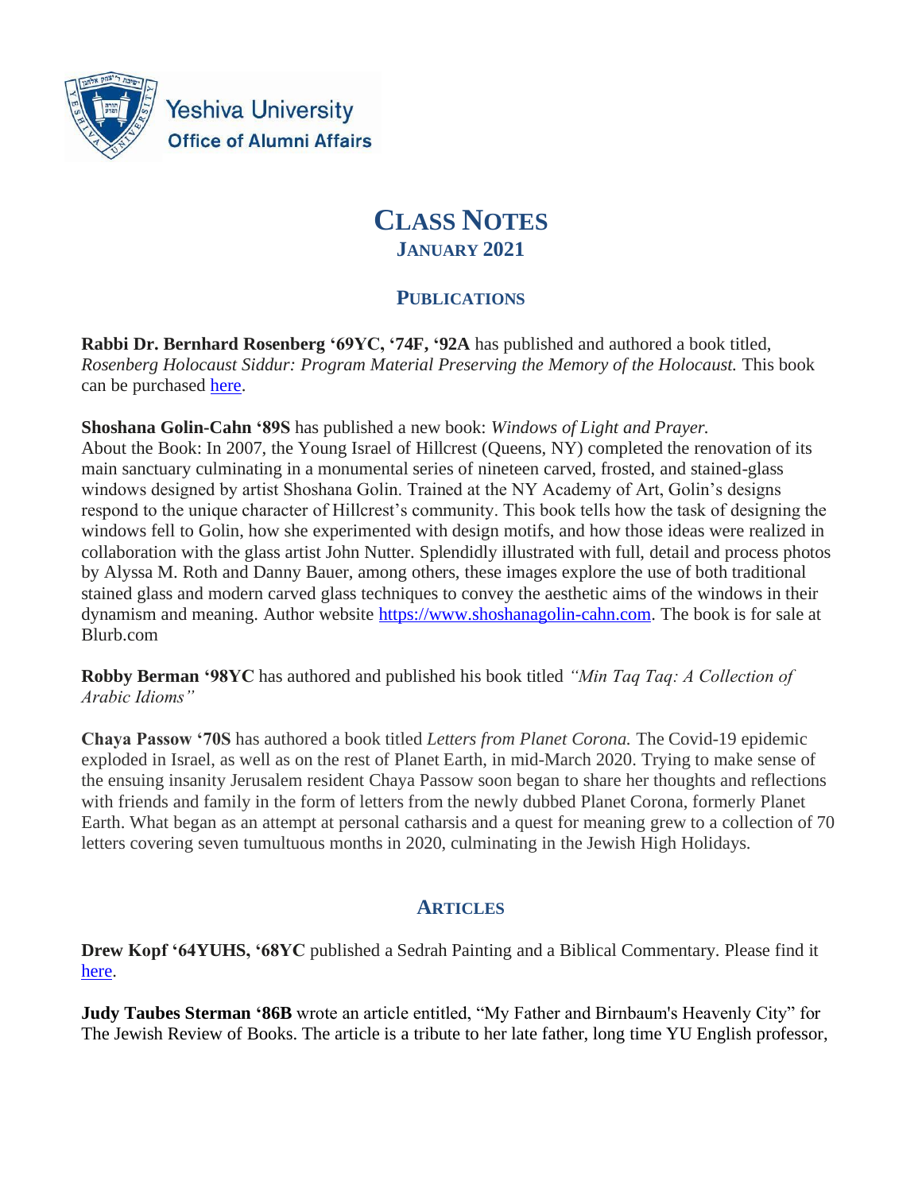Yeshiva University
Office of Alumni Affairs

# CLASS NOTES

## JANUARY 2021

### PUBLICATIONS

**Rabbi Dr. Bernhard Rosenberg '69YC, '74F, '92A** has published and authored a book titled, *Rosenberg Holocaust Siddur: Program Material Preserving the Memory of the Holocaust.* This book can be purchased here.

**Shoshana Golin-Cahn '89S** has published a new book: *Windows of Light and Prayer.*
About the Book: In 2007, the Young Israel of Hillcrest (Queens, NY) completed the renovation of its main sanctuary culminating in a monumental series of nineteen carved, frosted, and stained-glass windows designed by artist Shoshana Golin. Trained at the NY Academy of Art, Golin's designs respond to the unique character of Hillcrest's community. This book tells how the task of designing the windows fell to Golin, how she experimented with design motifs, and how those ideas were realized in collaboration with the glass artist John Nutter. Splendidly illustrated with full, detail and process photos by Alyssa M. Roth and Danny Bauer, among others, these images explore the use of both traditional stained glass and modern carved glass techniques to convey the aesthetic aims of the windows in their dynamism and meaning. Author website https://www.shoshanagolin-cahn.com. The book is for sale at Blurb.com

**Robby Berman '98YC** has authored and published his book titled *"Min Taq Taq: A Collection of Arabic Idioms"*

**Chaya Passow '70S** has authored a book titled *Letters from Planet Corona.* The Covid-19 epidemic exploded in Israel, as well as on the rest of Planet Earth, in mid-March 2020. Trying to make sense of the ensuing insanity Jerusalem resident Chaya Passow soon began to share her thoughts and reflections with friends and family in the form of letters from the newly dubbed Planet Corona, formerly Planet Earth. What began as an attempt at personal catharsis and a quest for meaning grew to a collection of 70 letters covering seven tumultuous months in 2020, culminating in the Jewish High Holidays.

### ARTICLES

**Drew Kopf '64YUHS, '68YC** published a Sedrah Painting and a Biblical Commentary. Please find it here.

**Judy Taubes Sterman '86B** wrote an article entitled, "My Father and Birnbaum's Heavenly City" for The Jewish Review of Books. The article is a tribute to her late father, long time YU English professor,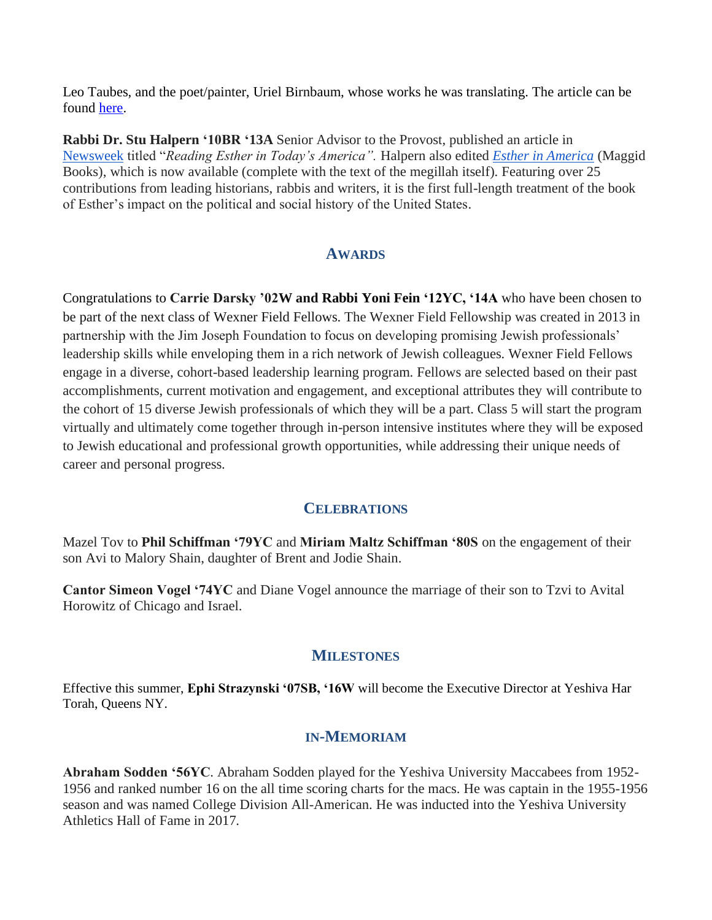Leo Taubes, and the poet/painter, Uriel Birnbaum, whose works he was translating. The article can be found here.

**Rabbi Dr. Stu Halpern '10BR '13A** Senior Advisor to the Provost, published an article in Newsweek titled "*Reading Esther in Today's America".* Halpern also edited *Esther in America* (Maggid Books), which is now available (complete with the text of the megillah itself). Featuring over 25 contributions from leading historians, rabbis and writers, it is the first full-length treatment of the book of Esther's impact on the political and social history of the United States.

## AWARDS

Congratulations to **Carrie Darsky '02W and Rabbi Yoni Fein '12YC, '14A** who have been chosen to be part of the next class of Wexner Field Fellows. The Wexner Field Fellowship was created in 2013 in partnership with the Jim Joseph Foundation to focus on developing promising Jewish professionals' leadership skills while enveloping them in a rich network of Jewish colleagues. Wexner Field Fellows engage in a diverse, cohort-based leadership learning program. Fellows are selected based on their past accomplishments, current motivation and engagement, and exceptional attributes they will contribute to the cohort of 15 diverse Jewish professionals of which they will be a part. Class 5 will start the program virtually and ultimately come together through in-person intensive institutes where they will be exposed to Jewish educational and professional growth opportunities, while addressing their unique needs of career and personal progress.

## CELEBRATIONS

Mazel Tov to **Phil Schiffman '79YC** and **Miriam Maltz Schiffman '80S** on the engagement of their son Avi to Malory Shain, daughter of Brent and Jodie Shain.

**Cantor Simeon Vogel '74YC** and Diane Vogel announce the marriage of their son to Tzvi to Avital Horowitz of Chicago and Israel.

## MILESTONES

Effective this summer, **Ephi Strazynski '07SB, '16W** will become the Executive Director at Yeshiva Har Torah, Queens NY.

## IN-MEMORIAM

**Abraham Sodden '56YC**. Abraham Sodden played for the Yeshiva University Maccabees from 1952-1956 and ranked number 16 on the all time scoring charts for the macs. He was captain in the 1955-1956 season and was named College Division All-American. He was inducted into the Yeshiva University Athletics Hall of Fame in 2017.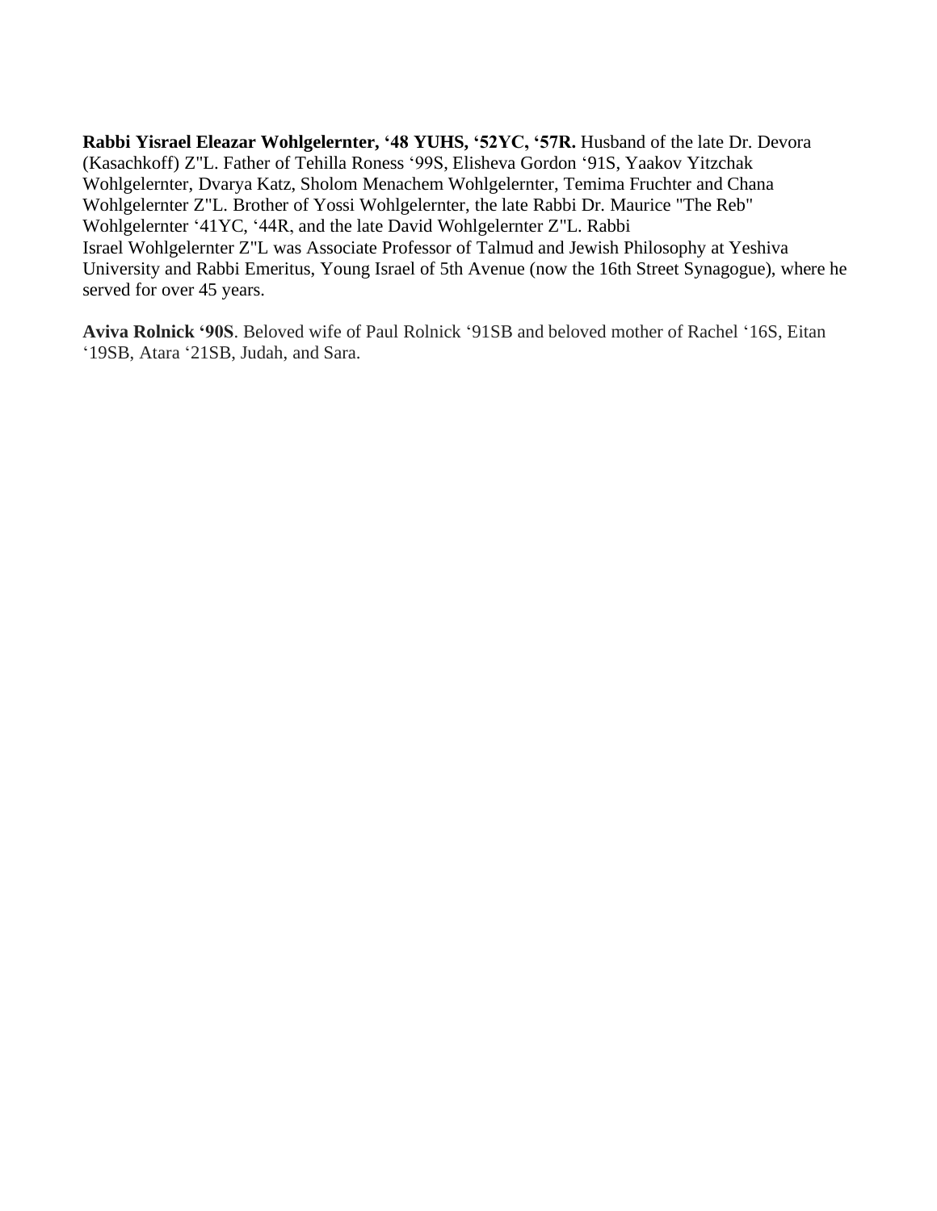**Rabbi Yisrael Eleazar Wohlgelernter, ‘48 YUHS, ‘52YC, ‘57R.** Husband of the late Dr. Devora (Kasachkoff) Z"L. Father of Tehilla Roness ‘99S, Elisheva Gordon ‘91S, Yaakov Yitzchak Wohlgelernter, Dvarya Katz, Sholom Menachem Wohlgelernter, Temima Fruchter and Chana Wohlgelernter Z"L. Brother of Yossi Wohlgelernter, the late Rabbi Dr. Maurice "The Reb" Wohlgelernter ‘41YC, ‘44R, and the late David Wohlgelernter Z"L. Rabbi Israel Wohlgelernter Z"L was Associate Professor of Talmud and Jewish Philosophy at Yeshiva University and Rabbi Emeritus, Young Israel of 5th Avenue (now the 16th Street Synagogue), where he served for over 45 years.

**Aviva Rolnick ‘90S**. Beloved wife of Paul Rolnick ‘91SB and beloved mother of Rachel ‘16S, Eitan ‘19SB, Atara ‘21SB, Judah, and Sara.